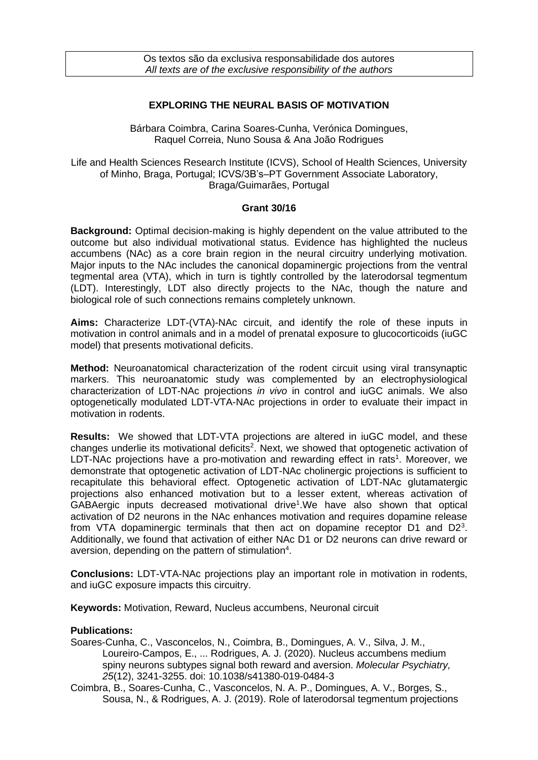Os textos são da exclusiva responsabilidade dos autores
*All texts are of the exclusive responsibility of the authors*

# EXPLORING THE NEURAL BASIS OF MOTIVATION

Bárbara Coimbra, Carina Soares-Cunha, Verónica Domingues, Raquel Correia, Nuno Sousa & Ana João Rodrigues

Life and Health Sciences Research Institute (ICVS), School of Health Sciences, University of Minho, Braga, Portugal; ICVS/3B's–PT Government Associate Laboratory, Braga/Guimarães, Portugal

**Grant 30/16**

**Background:** Optimal decision-making is highly dependent on the value attributed to the outcome but also individual motivational status. Evidence has highlighted the nucleus accumbens (NAc) as a core brain region in the neural circuitry underlying motivation. Major inputs to the NAc includes the canonical dopaminergic projections from the ventral tegmental area (VTA), which in turn is tightly controlled by the laterodorsal tegmentum (LDT). Interestingly, LDT also directly projects to the NAc, though the nature and biological role of such connections remains completely unknown.

**Aims:** Characterize LDT-(VTA)-NAc circuit, and identify the role of these inputs in motivation in control animals and in a model of prenatal exposure to glucocorticoids (iuGC model) that presents motivational deficits.

**Method:** Neuroanatomical characterization of the rodent circuit using viral transynaptic markers. This neuroanatomic study was complemented by an electrophysiological characterization of LDT-NAc projections *in vivo* in control and iuGC animals. We also optogenetically modulated LDT-VTA-NAc projections in order to evaluate their impact in motivation in rodents.

**Results:** We showed that LDT-VTA projections are altered in iuGC model, and these changes underlie its motivational deficits[2]. Next, we showed that optogenetic activation of LDT-NAc projections have a pro-motivation and rewarding effect in rats[1]. Moreover, we demonstrate that optogenetic activation of LDT-NAc cholinergic projections is sufficient to recapitulate this behavioral effect. Optogenetic activation of LDT-NAc glutamatergic projections also enhanced motivation but to a lesser extent, whereas activation of GABAergic inputs decreased motivational drive[1].We have also shown that optical activation of D2 neurons in the NAc enhances motivation and requires dopamine release from VTA dopaminergic terminals that then act on dopamine receptor D1 and D2[3]. Additionally, we found that activation of either NAc D1 or D2 neurons can drive reward or aversion, depending on the pattern of stimulation[4].

**Conclusions:** LDT-VTA-NAc projections play an important role in motivation in rodents, and iuGC exposure impacts this circuitry.

**Keywords:** Motivation, Reward, Nucleus accumbens, Neuronal circuit

**Publications:**

Soares-Cunha, C., Vasconcelos, N., Coimbra, B., Domingues, A. V., Silva, J. M., Loureiro-Campos, E., ... Rodrigues, A. J. (2020). Nucleus accumbens medium spiny neurons subtypes signal both reward and aversion. *Molecular Psychiatry, 25*(12), 3241-3255. doi: 10.1038/s41380-019-0484-3

Coimbra, B., Soares-Cunha, C., Vasconcelos, N. A. P., Domingues, A. V., Borges, S., Sousa, N., & Rodrigues, A. J. (2019). Role of laterodorsal tegmentum projections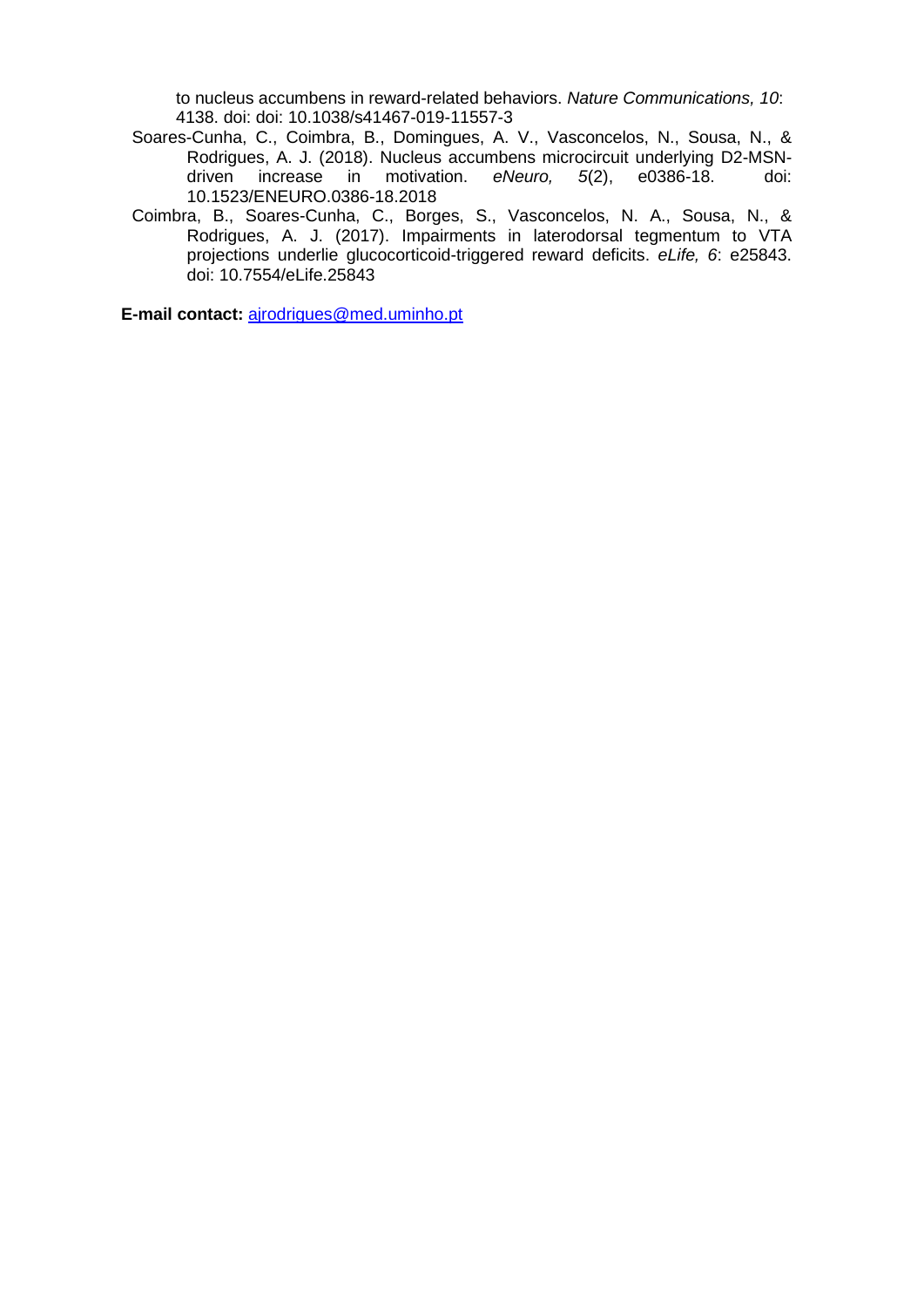to nucleus accumbens in reward-related behaviors. *Nature Communications, 10*: 4138. doi: doi: 10.1038/s41467-019-11557-3

Soares-Cunha, C., Coimbra, B., Domingues, A. V., Vasconcelos, N., Sousa, N., & Rodrigues, A. J. (2018). Nucleus accumbens microcircuit underlying D2-MSN-driven increase in motivation. *eNeuro, 5*(2), e0386-18. doi: 10.1523/ENEURO.0386-18.2018

Coimbra, B., Soares-Cunha, C., Borges, S., Vasconcelos, N. A., Sousa, N., & Rodrigues, A. J. (2017). Impairments in laterodorsal tegmentum to VTA projections underlie glucocorticoid-triggered reward deficits. *eLife, 6*: e25843. doi: 10.7554/eLife.25843

**E-mail contact:** ajrodrigues@med.uminho.pt